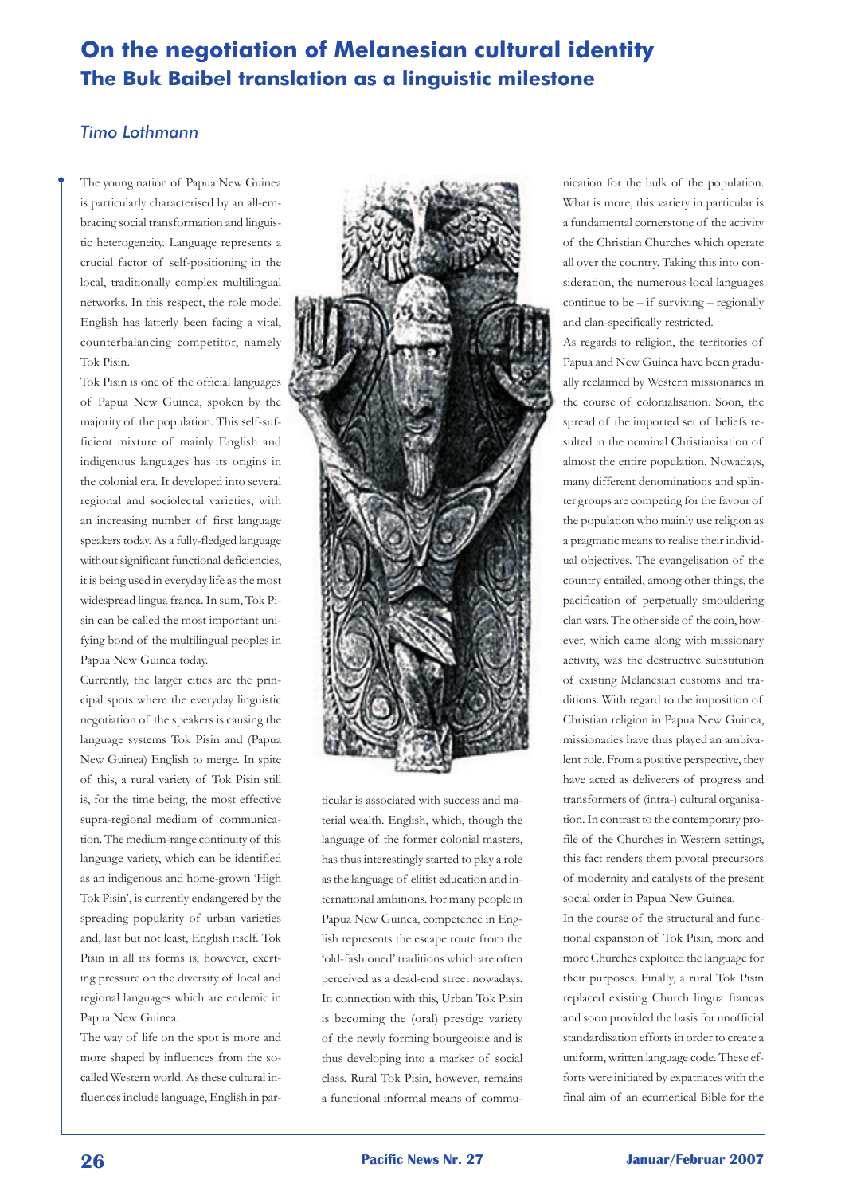# On the negotiation of Melanesian cultural identity

## The Buk Baibel translation as a linguistic milestone

*Timo Lothmann*

The young nation of Papua New Guinea is particularly characterised by an all-embracing social transformation and linguistic heterogeneity. Language represents a crucial factor of self-positioning in the local, traditionally complex multilingual networks. In this respect, the role model English has latterly been facing a vital, counterbalancing competitor, namely Tok Pisin.

Tok Pisin is one of the official languages of Papua New Guinea, spoken by the majority of the population. This self-sufficient mixture of mainly English and indigenous languages has its origins in the colonial era. It developed into several regional and sociolectal varieties, with an increasing number of first language speakers today. As a fully-fledged language without significant functional deficiencies, it is being used in everyday life as the most widespread lingua franca. In sum, Tok Pisin can be called the most important unifying bond of the multilingual peoples in Papua New Guinea today.

Currently, the larger cities are the principal spots where the everyday linguistic negotiation of the speakers is causing the language systems Tok Pisin and (Papua New Guinea) English to merge. In spite of this, a rural variety of Tok Pisin still is, for the time being, the most effective supra-regional medium of communication. The medium-range continuity of this language variety, which can be identified as an indigenous and home-grown 'High Tok Pisin', is currently endangered by the spreading popularity of urban varieties and, last but not least, English itself. Tok Pisin in all its forms is, however, exerting pressure on the diversity of local and regional languages which are endemic in Papua New Guinea.

The way of life on the spot is more and more shaped by influences from the so-called Western world. As these cultural influences include language, English in particular is associated with success and material wealth. English, which, though the language of the former colonial masters, has thus interestingly started to play a role as the language of elitist education and international ambitions. For many people in Papua New Guinea, competence in English represents the escape route from the 'old-fashioned' traditions which are often perceived as a dead-end street nowadays. In connection with this, Urban Tok Pisin is becoming the (oral) prestige variety of the newly forming bourgeoisie and is thus developing into a marker of social class. Rural Tok Pisin, however, remains a functional informal means of communication for the bulk of the population. What is more, this variety in particular is a fundamental cornerstone of the activity of the Christian Churches which operate all over the country. Taking this into consideration, the numerous local languages continue to be – if surviving – regionally and clan-specifically restricted.

As regards to religion, the territories of Papua and New Guinea have been gradually reclaimed by Western missionaries in the course of colonialisation. Soon, the spread of the imported set of beliefs resulted in the nominal Christianisation of almost the entire population. Nowadays, many different denominations and splinter groups are competing for the favour of the population who mainly use religion as a pragmatic means to realise their individual objectives. The evangelisation of the country entailed, among other things, the pacification of perpetually smouldering clan wars. The other side of the coin, however, which came along with missionary activity, was the destructive substitution of existing Melanesian customs and traditions. With regard to the imposition of Christian religion in Papua New Guinea, missionaries have thus played an ambivalent role. From a positive perspective, they have acted as deliverers of progress and transformers of (intra-) cultural organisation. In contrast to the contemporary profile of the Churches in Western settings, this fact renders them pivotal precursors of modernity and catalysts of the present social order in Papua New Guinea.

In the course of the structural and functional expansion of Tok Pisin, more and more Churches exploited the language for their purposes. Finally, a rural Tok Pisin replaced existing Church lingua francas and soon provided the basis for unofficial standardisation efforts in order to create a uniform, written language code. These efforts were initiated by expatriates with the final aim of an ecumenical Bible for the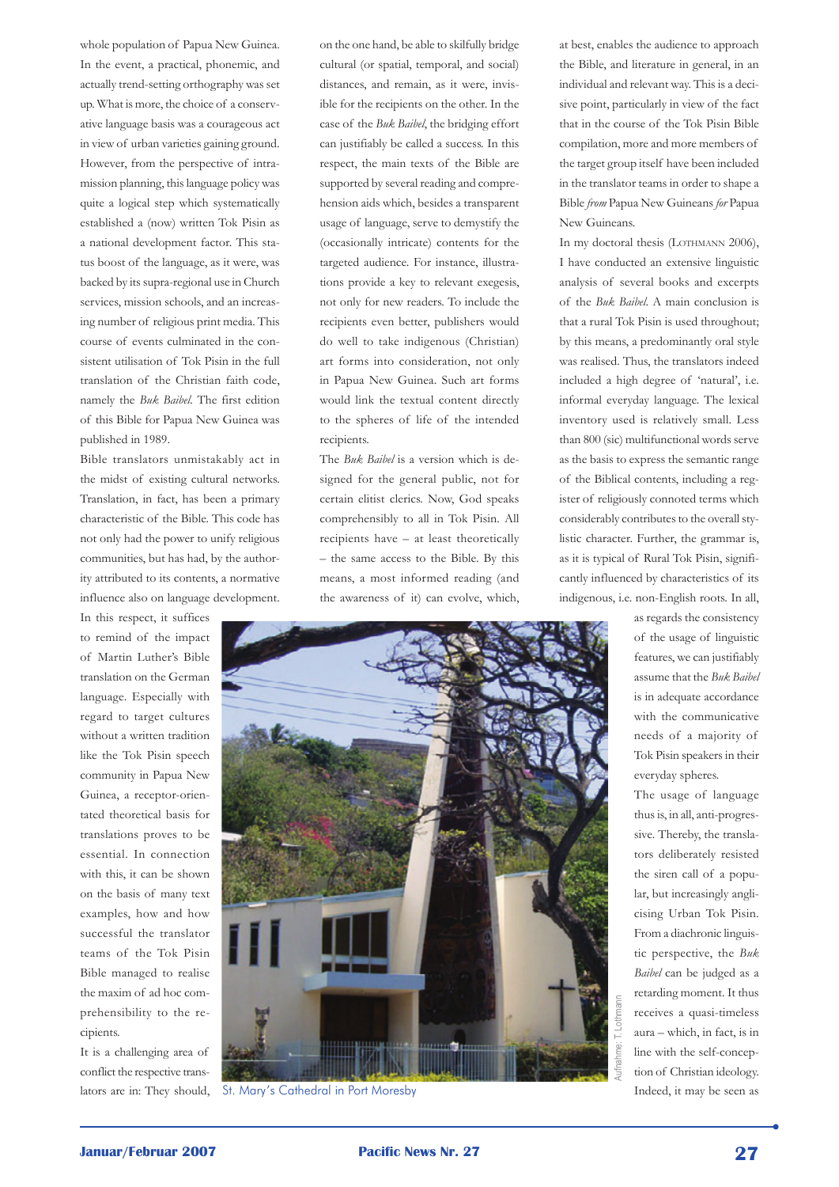whole population of Papua New Guinea. In the event, a practical, phonemic, and actually trend-setting orthography was set up. What is more, the choice of a conservative language basis was a courageous act in view of urban varieties gaining ground. However, from the perspective of intra-mission planning, this language policy was quite a logical step which systematically established a (now) written Tok Pisin as a national development factor. This status boost of the language, as it were, was backed by its supra-regional use in Church services, mission schools, and an increasing number of religious print media. This course of events culminated in the consistent utilisation of Tok Pisin in the full translation of the Christian faith code, namely the *Buk Baibel*. The first edition of this Bible for Papua New Guinea was published in 1989.

Bible translators unmistakably act in the midst of existing cultural networks. Translation, in fact, has been a primary characteristic of the Bible. This code has not only had the power to unify religious communities, but has had, by the authority attributed to its contents, a normative influence also on language development. In this respect, it suffices to remind of the impact of Martin Luther's Bible translation on the German language. Especially with regard to target cultures without a written tradition like the Tok Pisin speech community in Papua New Guinea, a receptor-orientated theoretical basis for translations proves to be essential. In connection with this, it can be shown on the basis of many text examples, how and how successful the translator teams of the Tok Pisin Bible managed to realise the maxim of ad hoc comprehensibility to the recipients.

It is a challenging area of conflict the respective translators are in: They should, on the one hand, be able to skilfully bridge cultural (or spatial, temporal, and social) distances, and remain, as it were, invisible for the recipients on the other. In the case of the *Buk Baibel*, the bridging effort can justifiably be called a success. In this respect, the main texts of the Bible are supported by several reading and comprehension aids which, besides a transparent usage of language, serve to demystify the (occasionally intricate) contents for the targeted audience. For instance, illustrations provide a key to relevant exegesis, not only for new readers. To include the recipients even better, publishers would do well to take indigenous (Christian) art forms into consideration, not only in Papua New Guinea. Such art forms would link the textual content directly to the spheres of life of the intended recipients.

The *Buk Baibel* is a version which is designed for the general public, not for certain elitist clerics. Now, God speaks comprehensibly to all in Tok Pisin. All recipients have – at least theoretically – the same access to the Bible. By this means, a most informed reading (and the awareness of it) can evolve, which, at best, enables the audience to approach the Bible, and literature in general, in an individual and relevant way. This is a decisive point, particularly in view of the fact that in the course of the Tok Pisin Bible compilation, more and more members of the target group itself have been included in the translator teams in order to shape a Bible *from* Papua New Guineans *for* Papua New Guineans.

In my doctoral thesis (Lothmann 2006), I have conducted an extensive linguistic analysis of several books and excerpts of the *Buk Baibel*. A main conclusion is that a rural Tok Pisin is used throughout; by this means, a predominantly oral style was realised. Thus, the translators indeed included a high degree of 'natural', i.e. informal everyday language. The lexical inventory used is relatively small. Less than 800 (sic) multifunctional words serve as the basis to express the semantic range of the Biblical contents, including a register of religiously connoted terms which considerably contributes to the overall stylistic character. Further, the grammar is, as it is typical of Rural Tok Pisin, significantly influenced by characteristics of its indigenous, i.e. non-English roots. In all, as regards the consistency of the usage of linguistic features, we can justifiably assume that the *Buk Baibel* is in adequate accordance with the communicative needs of a majority of Tok Pisin speakers in their everyday spheres.

The usage of language thus is, in all, anti-progressive. Thereby, the translators deliberately resisted the siren call of a popular, but increasingly anglicising Urban Tok Pisin. From a diachronic linguistic perspective, the *Buk Baibel* can be judged as a retarding moment. It thus receives a quasi-timeless aura – which, in fact, is in line with the self-conception of Christian ideology. Indeed, it may be seen as

St. Mary's Cathedral in Port Moresby

Aufnahme: T. Lothmann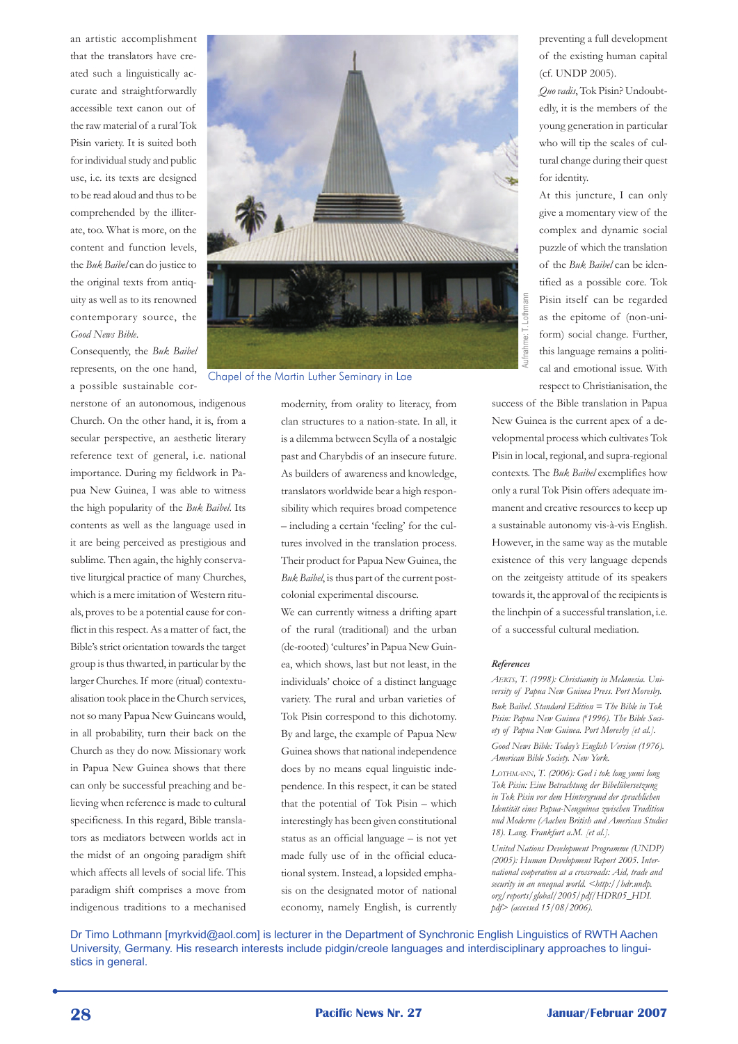an artistic accomplishment that the translators have created such a linguistically accurate and straightforwardly accessible text canon out of the raw material of a rural Tok Pisin variety. It is suited both for individual study and public use, i.e. its texts are designed to be read aloud and thus to be comprehended by the illiterate, too. What is more, on the content and function levels, the *Buk Baibel* can do justice to the original texts from antiquity as well as to its renowned contemporary source, the *Good News Bible*.

Consequently, the *Buk Baibel* represents, on the one hand, a possible sustainable cornerstone of an autonomous, indigenous Church. On the other hand, it is, from a secular perspective, an aesthetic literary reference text of general, i.e. national importance. During my fieldwork in Papua New Guinea, I was able to witness the high popularity of the *Buk Baibel*. Its contents as well as the language used in it are being perceived as prestigious and sublime. Then again, the highly conservative liturgical practice of many Churches, which is a mere imitation of Western rituals, proves to be a potential cause for conflict in this respect. As a matter of fact, the Bible's strict orientation towards the target group is thus thwarted, in particular by the larger Churches. If more (ritual) contextualisation took place in the Church services, not so many Papua New Guineans would, in all probability, turn their back on the Church as they do now. Missionary work in Papua New Guinea shows that there can only be successful preaching and believing when reference is made to cultural specificness. In this regard, Bible translators as mediators between worlds act in the midst of an ongoing paradigm shift which affects all levels of social life. This paradigm shift comprises a move from indigenous traditions to a mechanised modernity, from orality to literacy, from clan structures to a nation-state. In all, it is a dilemma between Scylla of a nostalgic past and Charybdis of an insecure future. As builders of awareness and knowledge, translators worldwide bear a high responsibility which requires broad competence – including a certain 'feeling' for the cultures involved in the translation process. Their product for Papua New Guinea, the *Buk Baibel*, is thus part of the current post-colonial experimental discourse.

Chapel of the Martin Luther Seminary in Lae

Aufnahme: T. Lothmann

We can currently witness a drifting apart of the rural (traditional) and the urban (de-rooted) 'cultures' in Papua New Guinea, which shows, last but not least, in the individuals' choice of a distinct language variety. The rural and urban varieties of Tok Pisin correspond to this dichotomy. By and large, the example of Papua New Guinea shows that national independence does by no means equal linguistic independence. In this respect, it can be stated that the potential of Tok Pisin – which interestingly has been given constitutional status as an official language – is not yet made fully use of in the official educational system. Instead, a lopsided emphasis on the designated motor of national economy, namely English, is currently preventing a full development of the existing human capital (cf. UNDP 2005).

*Quo vadis*, Tok Pisin? Undoubtedly, it is the members of the young generation in particular who will tip the scales of cultural change during their quest for identity.

At this juncture, I can only give a momentary view of the complex and dynamic social puzzle of which the translation of the *Buk Baibel* can be identified as a possible core. Tok Pisin itself can be regarded as the epitome of (non-uniform) social change. Further, this language remains a political and emotional issue. With respect to Christianisation, the success of the Bible translation in Papua New Guinea is the current apex of a developmental process which cultivates Tok Pisin in local, regional, and supra-regional contexts. The *Buk Baibel* exemplifies how only a rural Tok Pisin offers adequate immanent and creative resources to keep up a sustainable autonomy vis-à-vis English. However, in the same way as the mutable existence of this very language depends on the zeitgeisty attitude of its speakers towards it, the approval of the recipients is the linchpin of a successful translation, i.e. of a successful cultural mediation.

***References***

*Aerts, T. (1998): Christianity in Melanesia. University of Papua New Guinea Press. Port Moresby.*

*Buk Baibel. Standard Edition = The Bible in Tok Pisin: Papua New Guinea (⁶1996). The Bible Society of Papua New Guinea. Port Moresby [et al.].*

*Good News Bible: Today's English Version (1976). American Bible Society. New York.*

*Lothmann, T. (2006): God i tok long yumi long Tok Pisin: Eine Betrachtung der Bibelübersetzung in Tok Pisin vor dem Hintergrund der sprachlichen Identität eines Papua-Neuguinea zwischen Tradition und Moderne (Aachen British and American Studies 18). Lang. Frankfurt a.M. [et al.].*

*United Nations Development Programme (UNDP) (2005): Human Development Report 2005. International cooperation at a crossroads: Aid, trade and security in an unequal world. <http://hdr.undp.org/reports/global/2005/pdf/HDR05_HDI.pdf> (accessed 15/08/2006).*

Dr Timo Lothmann [myrkvid@aol.com] is lecturer in the Department of Synchronic English Linguistics of RWTH Aachen University, Germany. His research interests include pidgin/creole languages and interdisciplinary approaches to linguistics in general.